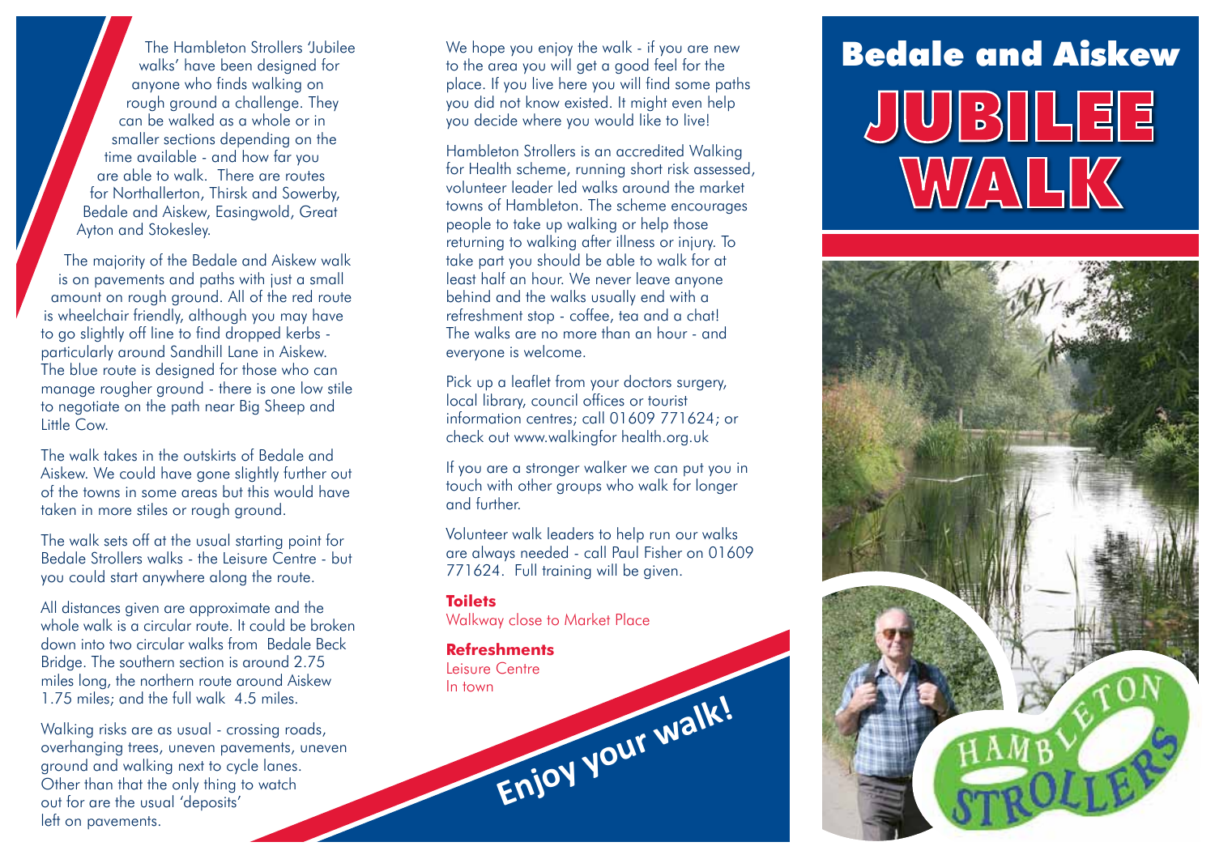# Bedale and Aiskew

# JUBILEE WALK

The Hambleton Strollers 'Jubilee walks' have been designed for anyone who finds walking on rough ground a challenge. They can be walked as a whole or in smaller sections depending on the time available - and how far you are able to walk. There are routes for Northallerton, Thirsk and Sowerby, Bedale and Aiskew, Easingwold, Great Ayton and Stokesley.

The majority of the Bedale and Aiskew walk is on pavements and paths with just a small amount on rough ground. All of the red route is wheelchair friendly, although you may have to go slightly off line to find dropped kerbs - particularly around Sandhill Lane in Aiskew. The blue route is designed for those who can manage rougher ground - there is one low stile to negotiate on the path near Big Sheep and Little Cow.

The walk takes in the outskirts of Bedale and Aiskew. We could have gone slightly further out of the towns in some areas but this would have taken in more stiles or rough ground.

The walk sets off at the usual starting point for Bedale Strollers walks - the Leisure Centre - but you could start anywhere along the route.

All distances given are approximate and the whole walk is a circular route. It could be broken down into two circular walks from Bedale Beck Bridge. The southern section is around 2.75 miles long, the northern route around Aiskew 1.75 miles; and the full walk 4.5 miles.

Walking risks are as usual - crossing roads, overhanging trees, uneven pavements, uneven ground and walking next to cycle lanes. Other than that the only thing to watch out for are the usual 'deposits' left on pavements.

We hope you enjoy the walk - if you are new to the area you will get a good feel for the place. If you live here you will find some paths you did not know existed. It might even help you decide where you would like to live!

Hambleton Strollers is an accredited Walking for Health scheme, running short risk assessed, volunteer leader led walks around the market towns of Hambleton. The scheme encourages people to take up walking or help those returning to walking after illness or injury. To take part you should be able to walk for at least half an hour. We never leave anyone behind and the walks usually end with a refreshment stop - coffee, tea and a chat! The walks are no more than an hour - and everyone is welcome.

Pick up a leaflet from your doctors surgery, local library, council offices or tourist information centres; call 01609 771624; or check out www.walkingfor health.org.uk

If you are a stronger walker we can put you in touch with other groups who walk for longer and further.

Volunteer walk leaders to help run our walks are always needed - call Paul Fisher on 01609 771624. Full training will be given.

**Toilets**
Walkway close to Market Place

**Refreshments**
Leisure Centre
In town

**Enjoy your walk!**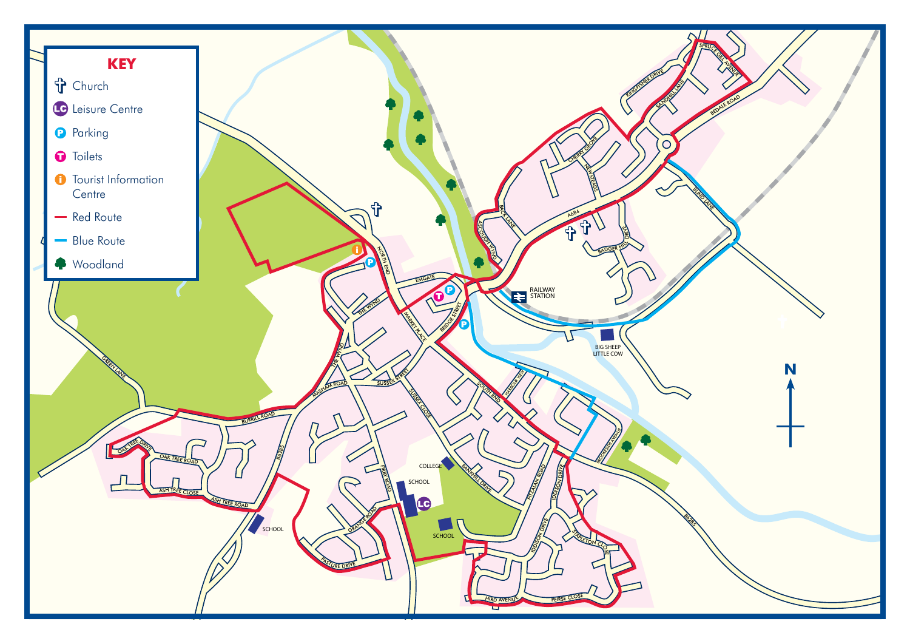**KEY**

- Church
- Leisure Centre
- Parking
- Toilets
- Tourist Information Centre
- Red Route
- Blue Route
- Woodland

GREEN LANE
BURRILL ROAD
OAK TREE DRIVE
OAK TREE ROAD
ASH TREE CLOSE
ASH TREE ROAD
B6285
SCHOOL
MASHAM ROAD
THE WYND
SUSSEX STREET
SUSSEX CLOSE
FIRBY ROAD
GRANGE ROAD
PASTURE DRIVE
COLLEGE
SCHOOL
SCHOOL
NORTH END
EMGATE
MARKET PLACE
BRIDGE STREET
SOUTH END
HARBOUR VIEW
BANKHILL DRIVE
FITZALAN ROAD
IDDISON DRIVE
STAPLETON CLOSE
HIRD AVENUE
PEIRSE CLOSE
BROOKSIDE AVENUE
BIG SHEEP LITTLE COW
RAILWAY STATION
ASCOUGH WYND
BACK LANE
CHERRY GROVE
NEWSTEADS
A684
BADGER HILL DRIVE
BLIND LANE
BEDALE ROAD
SANDHILL LANE
KINGFISHER DRIVE
SPRUCE GILL AVENUE
N